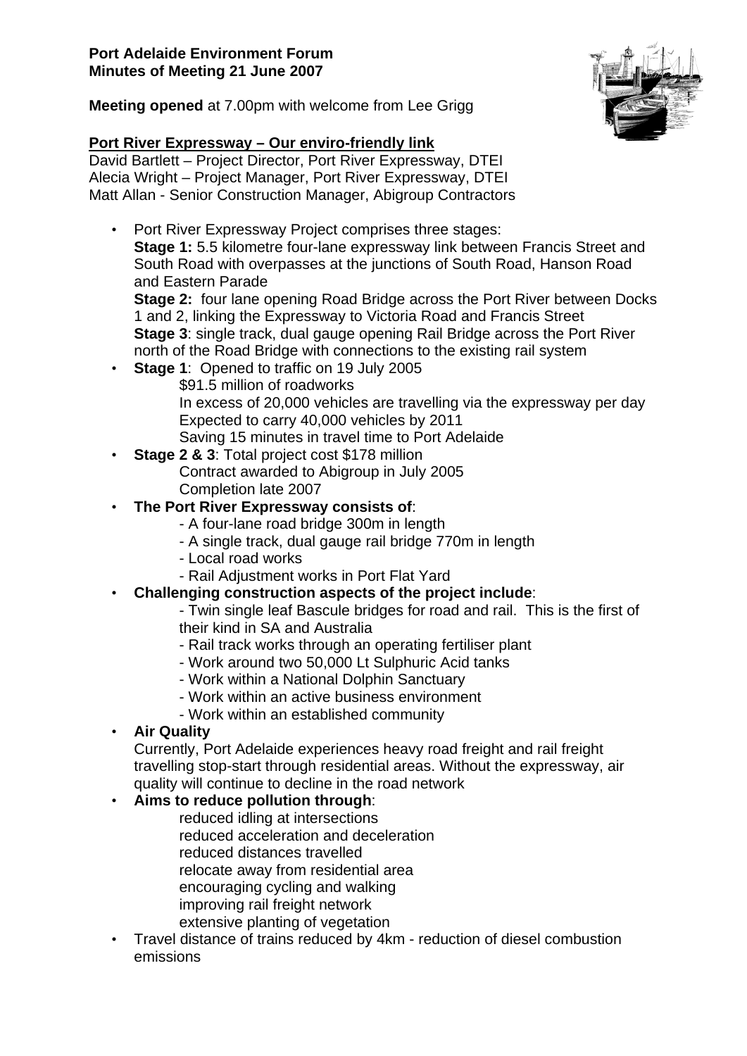**Port Adelaide Environment Forum**
**Minutes of Meeting 21 June 2007**

**Meeting opened** at 7.00pm with welcome from Lee Grigg

## Port River Expressway – Our enviro-friendly link

David Bartlett – Project Director, Port River Expressway, DTEI
Alecia Wright – Project Manager, Port River Expressway, DTEI
Matt Allan - Senior Construction Manager, Abigroup Contractors

- Port River Expressway Project comprises three stages:
  **Stage 1:** 5.5 kilometre four-lane expressway link between Francis Street and South Road with overpasses at the junctions of South Road, Hanson Road and Eastern Parade
  **Stage 2:** four lane opening Road Bridge across the Port River between Docks 1 and 2, linking the Expressway to Victoria Road and Francis Street
  **Stage 3**: single track, dual gauge opening Rail Bridge across the Port River north of the Road Bridge with connections to the existing rail system
- **Stage 1**: Opened to traffic on 19 July 2005
  $91.5 million of roadworks
  In excess of 20,000 vehicles are travelling via the expressway per day
  Expected to carry 40,000 vehicles by 2011
  Saving 15 minutes in travel time to Port Adelaide
- **Stage 2 & 3**: Total project cost $178 million
  Contract awarded to Abigroup in July 2005
  Completion late 2007
- **The Port River Expressway consists of**:
  - A four-lane road bridge 300m in length
  - A single track, dual gauge rail bridge 770m in length
  - Local road works
  - Rail Adjustment works in Port Flat Yard
- **Challenging construction aspects of the project include**:
  - Twin single leaf Bascule bridges for road and rail. This is the first of their kind in SA and Australia
  - Rail track works through an operating fertiliser plant
  - Work around two 50,000 Lt Sulphuric Acid tanks
  - Work within a National Dolphin Sanctuary
  - Work within an active business environment
  - Work within an established community
- **Air Quality**
  Currently, Port Adelaide experiences heavy road freight and rail freight travelling stop-start through residential areas. Without the expressway, air quality will continue to decline in the road network
- **Aims to reduce pollution through**:
  reduced idling at intersections
  reduced acceleration and deceleration
  reduced distances travelled
  relocate away from residential area
  encouraging cycling and walking
  improving rail freight network
  extensive planting of vegetation
- Travel distance of trains reduced by 4km - reduction of diesel combustion emissions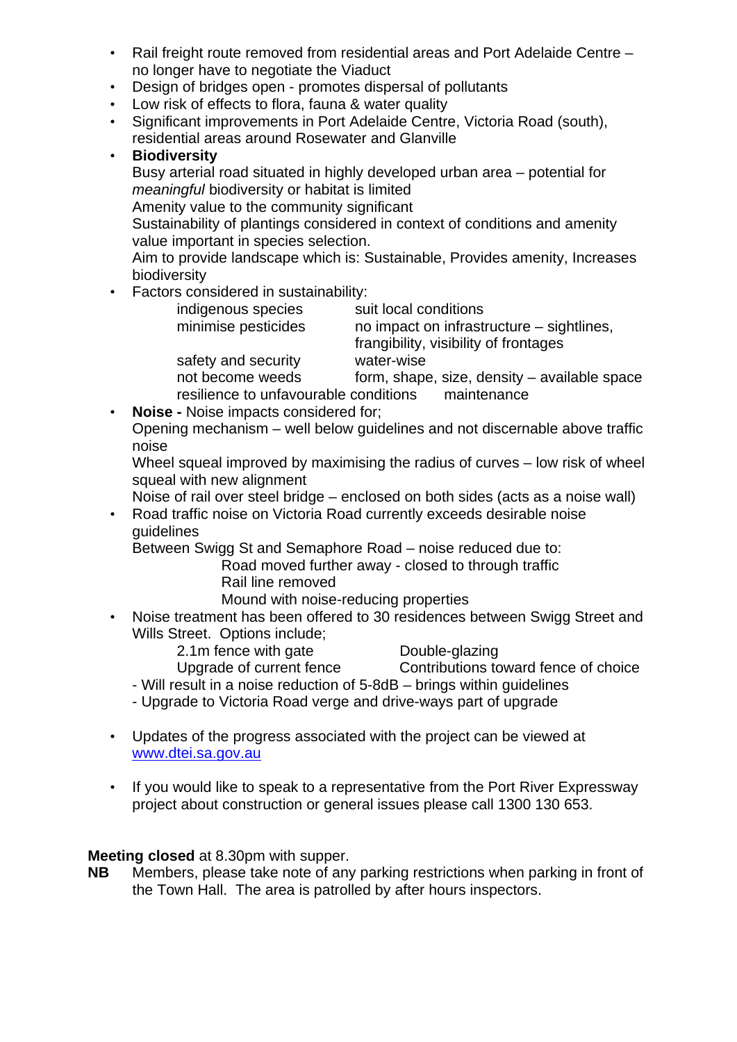- Rail freight route removed from residential areas and Port Adelaide Centre – no longer have to negotiate the Viaduct
- Design of bridges open - promotes dispersal of pollutants
- Low risk of effects to flora, fauna & water quality
- Significant improvements in Port Adelaide Centre, Victoria Road (south), residential areas around Rosewater and Glanville
- **Biodiversity**
  Busy arterial road situated in highly developed urban area – potential for *meaningful* biodiversity or habitat is limited
  Amenity value to the community significant
  Sustainability of plantings considered in context of conditions and amenity value important in species selection.
  Aim to provide landscape which is: Sustainable, Provides amenity, Increases biodiversity
- Factors considered in sustainability:

| | |
|---|---|
| indigenous species | suit local conditions |
| minimise pesticides | no impact on infrastructure – sightlines, frangibility, visibility of frontages |
| safety and security | water-wise |
| not become weeds | form, shape, size, density – available space |
| resilience to unfavourable conditions | maintenance |

- **Noise -** Noise impacts considered for;
  Opening mechanism – well below guidelines and not discernable above traffic noise
  Wheel squeal improved by maximising the radius of curves – low risk of wheel squeal with new alignment
  Noise of rail over steel bridge – enclosed on both sides (acts as a noise wall)
- Road traffic noise on Victoria Road currently exceeds desirable noise guidelines
  Between Swigg St and Semaphore Road – noise reduced due to:
  Road moved further away - closed to through traffic
  Rail line removed
  Mound with noise-reducing properties
- Noise treatment has been offered to 30 residences between Swigg Street and Wills Street. Options include;

| | |
|---|---|
| 2.1m fence with gate | Double-glazing |
| Upgrade of current fence | Contributions toward fence of choice |

  - Will result in a noise reduction of 5-8dB – brings within guidelines
  - Upgrade to Victoria Road verge and drive-ways part of upgrade

- Updates of the progress associated with the project can be viewed at [www.dtei.sa.gov.au](http://www.dtei.sa.gov.au)

- If you would like to speak to a representative from the Port River Expressway project about construction or general issues please call 1300 130 653.

**Meeting closed** at 8.30pm with supper.

**NB** Members, please take note of any parking restrictions when parking in front of the Town Hall. The area is patrolled by after hours inspectors.